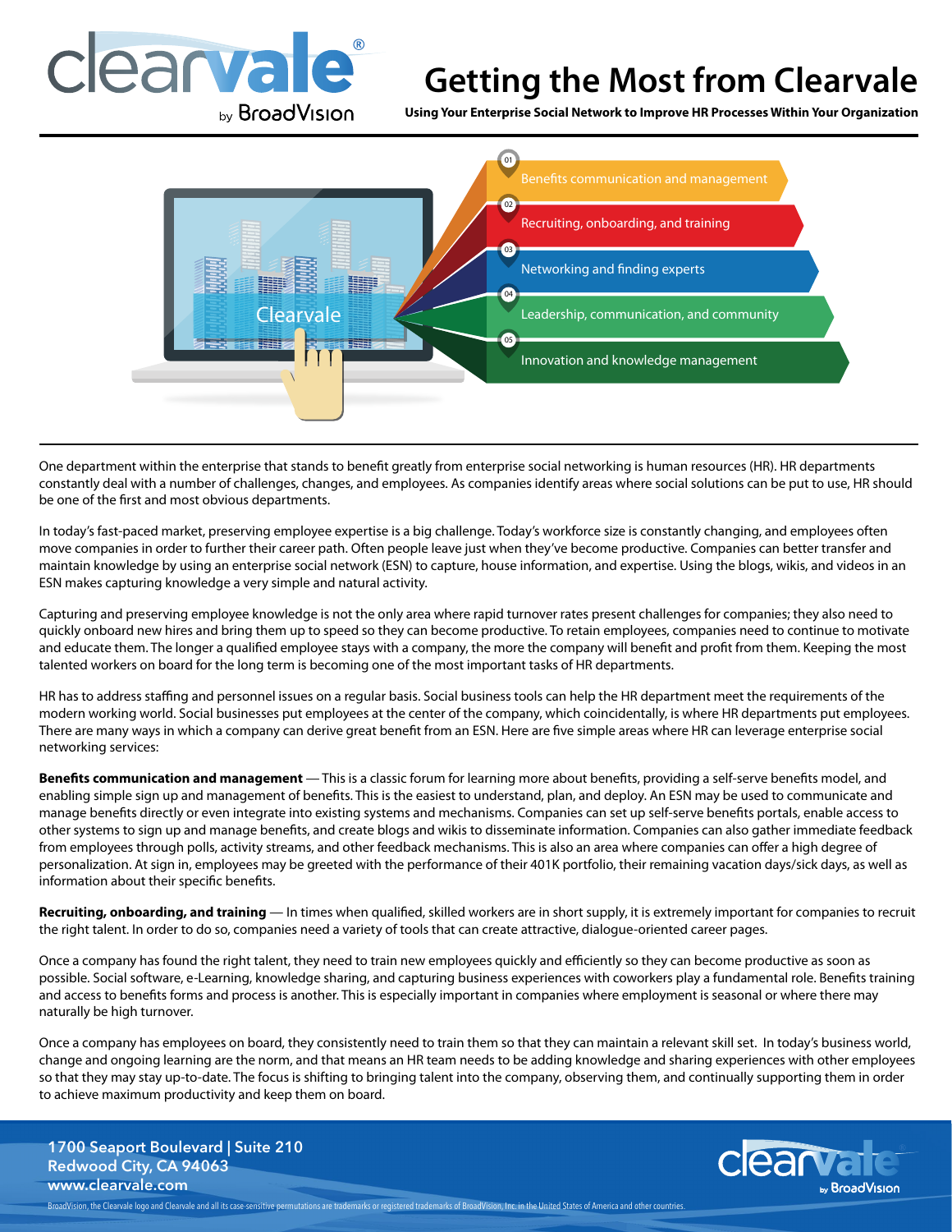# Getting the Most from Clearvale

**Using Your Enterprise Social Network to Improve HR Processes Within Your Organization**

01 Benefits communication and management

02 Recruiting, onboarding, and training

03 Networking and finding experts

04 Leadership, communication, and community

05 Innovation and knowledge management

One department within the enterprise that stands to benefit greatly from enterprise social networking is human resources (HR). HR departments constantly deal with a number of challenges, changes, and employees. As companies identify areas where social solutions can be put to use, HR should be one of the first and most obvious departments.

In today's fast-paced market, preserving employee expertise is a big challenge. Today's workforce size is constantly changing, and employees often move companies in order to further their career path. Often people leave just when they've become productive. Companies can better transfer and maintain knowledge by using an enterprise social network (ESN) to capture, house information, and expertise. Using the blogs, wikis, and videos in an ESN makes capturing knowledge a very simple and natural activity.

Capturing and preserving employee knowledge is not the only area where rapid turnover rates present challenges for companies; they also need to quickly onboard new hires and bring them up to speed so they can become productive. To retain employees, companies need to continue to motivate and educate them. The longer a qualified employee stays with a company, the more the company will benefit and profit from them. Keeping the most talented workers on board for the long term is becoming one of the most important tasks of HR departments.

HR has to address staffing and personnel issues on a regular basis. Social business tools can help the HR department meet the requirements of the modern working world. Social businesses put employees at the center of the company, which coincidentally, is where HR departments put employees. There are many ways in which a company can derive great benefit from an ESN. Here are five simple areas where HR can leverage enterprise social networking services:

**Benefits communication and management** — This is a classic forum for learning more about benefits, providing a self-serve benefits model, and enabling simple sign up and management of benefits. This is the easiest to understand, plan, and deploy. An ESN may be used to communicate and manage benefits directly or even integrate into existing systems and mechanisms. Companies can set up self-serve benefits portals, enable access to other systems to sign up and manage benefits, and create blogs and wikis to disseminate information. Companies can also gather immediate feedback from employees through polls, activity streams, and other feedback mechanisms. This is also an area where companies can offer a high degree of personalization. At sign in, employees may be greeted with the performance of their 401K portfolio, their remaining vacation days/sick days, as well as information about their specific benefits.

**Recruiting, onboarding, and training** — In times when qualified, skilled workers are in short supply, it is extremely important for companies to recruit the right talent. In order to do so, companies need a variety of tools that can create attractive, dialogue-oriented career pages.

Once a company has found the right talent, they need to train new employees quickly and efficiently so they can become productive as soon as possible. Social software, e-Learning, knowledge sharing, and capturing business experiences with coworkers play a fundamental role. Benefits training and access to benefits forms and process is another. This is especially important in companies where employment is seasonal or where there may naturally be high turnover.

Once a company has employees on board, they consistently need to train them so that they can maintain a relevant skill set. In today's business world, change and ongoing learning are the norm, and that means an HR team needs to be adding knowledge and sharing experiences with other employees so that they may stay up-to-date. The focus is shifting to bringing talent into the company, observing them, and continually supporting them in order to achieve maximum productivity and keep them on board.

1700 Seaport Boulevard | Suite 210
Redwood City, CA 94063
www.clearvale.com

BroadVision, the Clearvale logo and Clearvale and all its case-sensitive permutations are trademarks or registered trademarks of BroadVision, Inc. in the United States of America and other countries.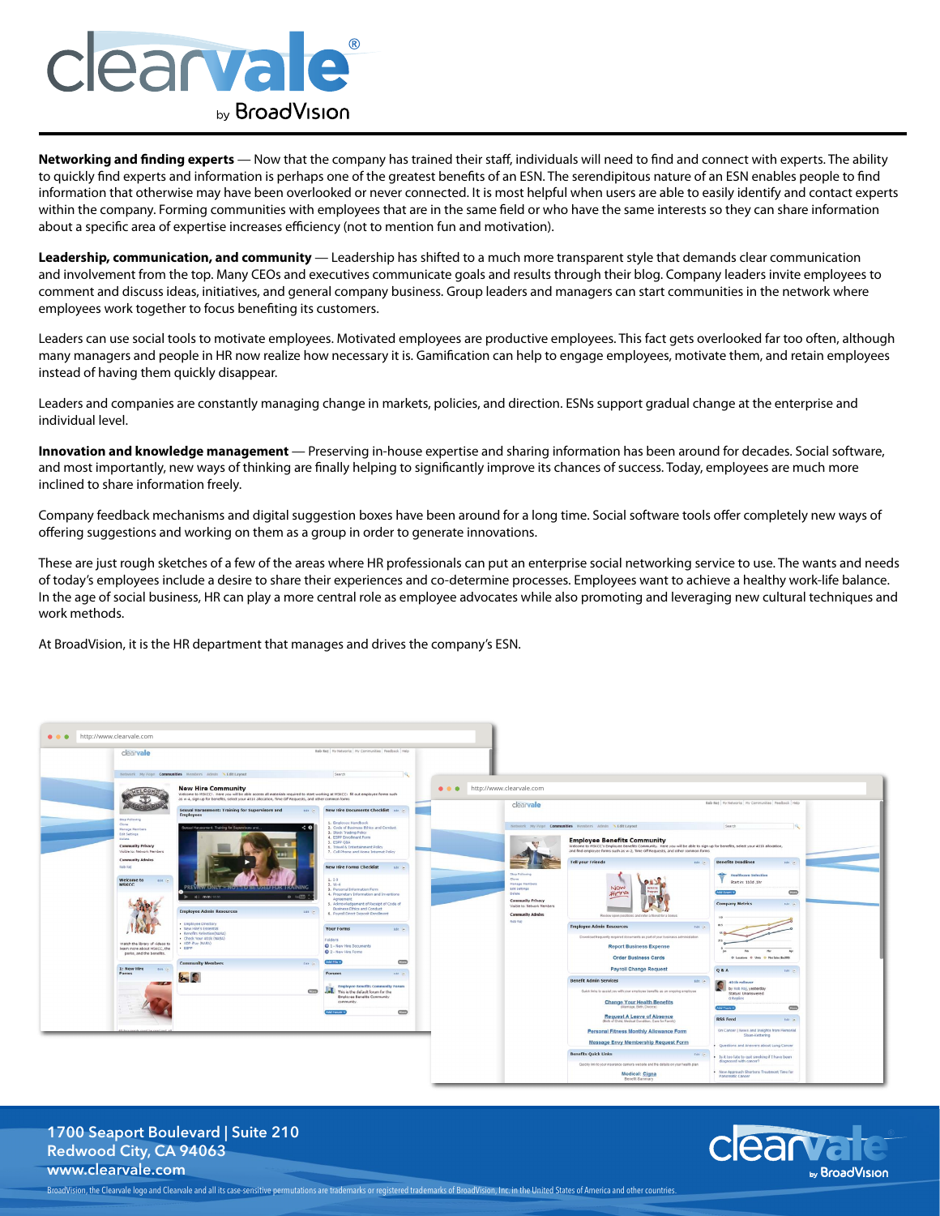**Networking and finding experts** — Now that the company has trained their staff, individuals will need to find and connect with experts. The ability to quickly find experts and information is perhaps one of the greatest benefits of an ESN. The serendipitous nature of an ESN enables people to find information that otherwise may have been overlooked or never connected. It is most helpful when users are able to easily identify and contact experts within the company. Forming communities with employees that are in the same field or who have the same interests so they can share information about a specific area of expertise increases efficiency (not to mention fun and motivation).

**Leadership, communication, and community** — Leadership has shifted to a much more transparent style that demands clear communication and involvement from the top. Many CEOs and executives communicate goals and results through their blog. Company leaders invite employees to comment and discuss ideas, initiatives, and general company business. Group leaders and managers can start communities in the network where employees work together to focus benefiting its customers.

Leaders can use social tools to motivate employees. Motivated employees are productive employees. This fact gets overlooked far too often, although many managers and people in HR now realize how necessary it is. Gamification can help to engage employees, motivate them, and retain employees instead of having them quickly disappear.

Leaders and companies are constantly managing change in markets, policies, and direction. ESNs support gradual change at the enterprise and individual level.

**Innovation and knowledge management** — Preserving in-house expertise and sharing information has been around for decades. Social software, and most importantly, new ways of thinking are finally helping to significantly improve its chances of success. Today, employees are much more inclined to share information freely.

Company feedback mechanisms and digital suggestion boxes have been around for a long time. Social software tools offer completely new ways of offering suggestions and working on them as a group in order to generate innovations.

These are just rough sketches of a few of the areas where HR professionals can put an enterprise social networking service to use. The wants and needs of today's employees include a desire to share their experiences and co-determine processes. Employees want to achieve a healthy work-life balance. In the age of social business, HR can play a more central role as employee advocates while also promoting and leveraging new cultural techniques and work methods.

At BroadVision, it is the HR department that manages and drives the company's ESN.

1700 Seaport Boulevard | Suite 210
Redwood City, CA 94063
www.clearvale.com

BroadVision, the Clearvale logo and Clearvale and all its case-sensitive permutations are trademarks or registered trademarks of BroadVision, Inc. in the United States of America and other countries.